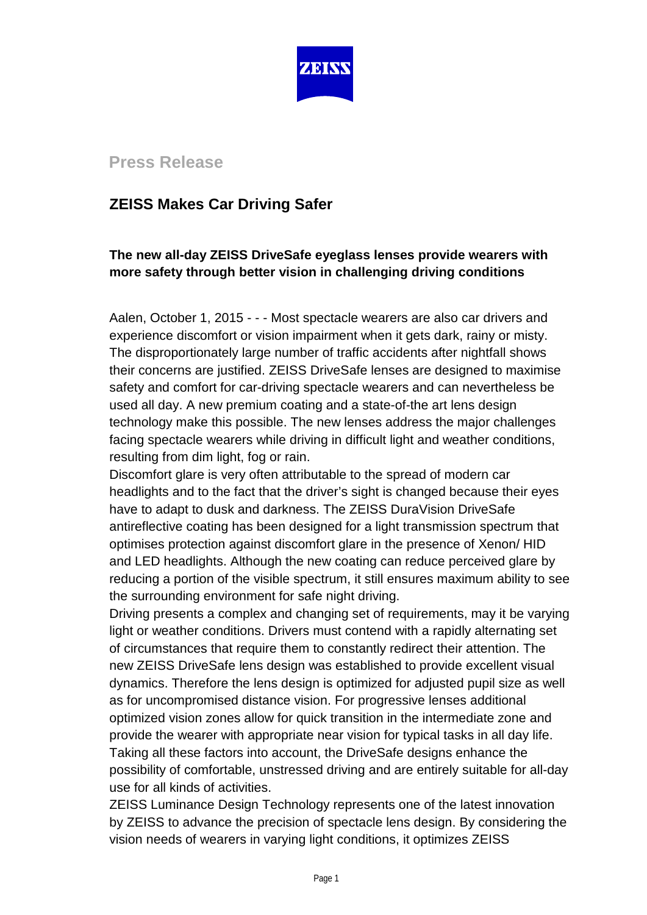**Press Release**

## ZEISS Makes Car Driving Safer

### The new all-day ZEISS DriveSafe eyeglass lenses provide wearers with more safety through better vision in challenging driving conditions

Aalen, October 1, 2015 - - - Most spectacle wearers are also car drivers and experience discomfort or vision impairment when it gets dark, rainy or misty. The disproportionately large number of traffic accidents after nightfall shows their concerns are justified. ZEISS DriveSafe lenses are designed to maximise safety and comfort for car-driving spectacle wearers and can nevertheless be used all day. A new premium coating and a state-of-the art lens design technology make this possible. The new lenses address the major challenges facing spectacle wearers while driving in difficult light and weather conditions, resulting from dim light, fog or rain.

Discomfort glare is very often attributable to the spread of modern car headlights and to the fact that the driver's sight is changed because their eyes have to adapt to dusk and darkness. The ZEISS DuraVision DriveSafe antireflective coating has been designed for a light transmission spectrum that optimises protection against discomfort glare in the presence of Xenon/ HID and LED headlights. Although the new coating can reduce perceived glare by reducing a portion of the visible spectrum, it still ensures maximum ability to see the surrounding environment for safe night driving.

Driving presents a complex and changing set of requirements, may it be varying light or weather conditions. Drivers must contend with a rapidly alternating set of circumstances that require them to constantly redirect their attention. The new ZEISS DriveSafe lens design was established to provide excellent visual dynamics. Therefore the lens design is optimized for adjusted pupil size as well as for uncompromised distance vision. For progressive lenses additional optimized vision zones allow for quick transition in the intermediate zone and provide the wearer with appropriate near vision for typical tasks in all day life. Taking all these factors into account, the DriveSafe designs enhance the possibility of comfortable, unstressed driving and are entirely suitable for all-day use for all kinds of activities.

ZEISS Luminance Design Technology represents one of the latest innovation by ZEISS to advance the precision of spectacle lens design. By considering the vision needs of wearers in varying light conditions, it optimizes ZEISS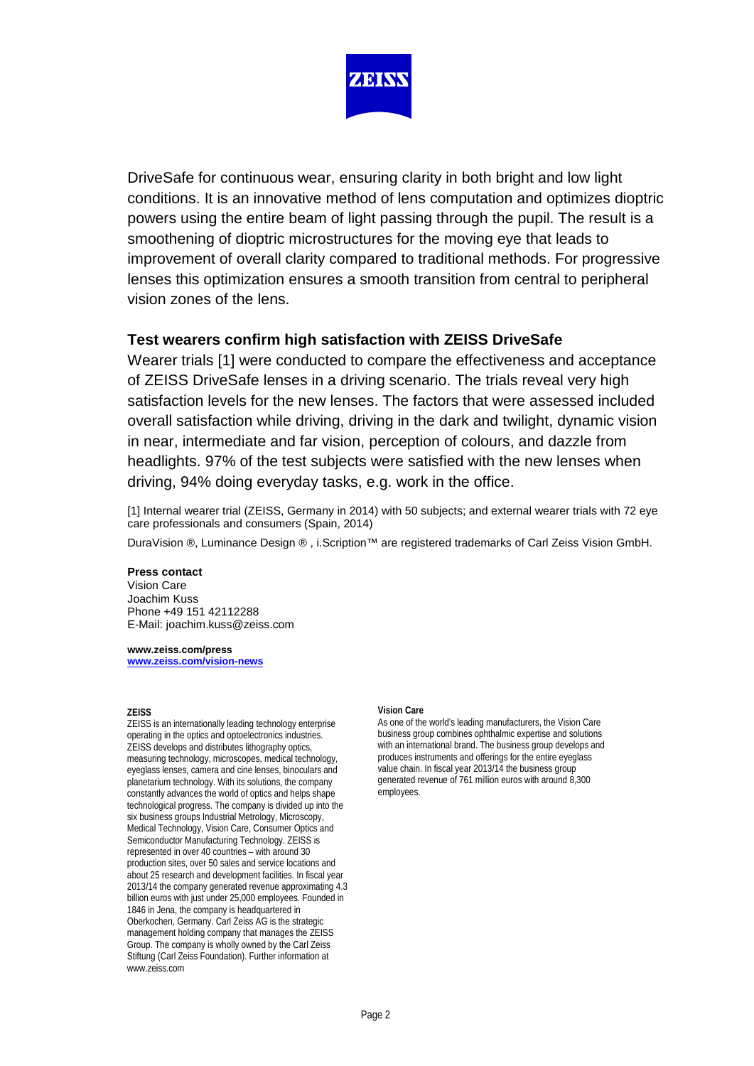DriveSafe for continuous wear, ensuring clarity in both bright and low light conditions. It is an innovative method of lens computation and optimizes dioptric powers using the entire beam of light passing through the pupil. The result is a smoothening of dioptric microstructures for the moving eye that leads to improvement of overall clarity compared to traditional methods. For progressive lenses this optimization ensures a smooth transition from central to peripheral vision zones of the lens.

## Test wearers confirm high satisfaction with ZEISS DriveSafe

Wearer trials [1] were conducted to compare the effectiveness and acceptance of ZEISS DriveSafe lenses in a driving scenario. The trials reveal very high satisfaction levels for the new lenses. The factors that were assessed included overall satisfaction while driving, driving in the dark and twilight, dynamic vision in near, intermediate and far vision, perception of colours, and dazzle from headlights. 97% of the test subjects were satisfied with the new lenses when driving, 94% doing everyday tasks, e.g. work in the office.

[1] Internal wearer trial (ZEISS, Germany in 2014) with 50 subjects; and external wearer trials with 72 eye care professionals and consumers (Spain, 2014)

DuraVision ®, Luminance Design ® , i.Scription™ are registered trademarks of Carl Zeiss Vision GmbH.

**Press contact**
Vision Care
Joachim Kuss
Phone +49 151 42112288
E-Mail: joachim.kuss@zeiss.com

**www.zeiss.com/press**
**www.zeiss.com/vision-news**

**ZEISS**
ZEISS is an internationally leading technology enterprise operating in the optics and optoelectronics industries. ZEISS develops and distributes lithography optics, measuring technology, microscopes, medical technology, eyeglass lenses, camera and cine lenses, binoculars and planetarium technology. With its solutions, the company constantly advances the world of optics and helps shape technological progress. The company is divided up into the six business groups Industrial Metrology, Microscopy, Medical Technology, Vision Care, Consumer Optics and Semiconductor Manufacturing Technology. ZEISS is represented in over 40 countries – with around 30 production sites, over 50 sales and service locations and about 25 research and development facilities. In fiscal year 2013/14 the company generated revenue approximating 4.3 billion euros with just under 25,000 employees. Founded in 1846 in Jena, the company is headquartered in Oberkochen, Germany. Carl Zeiss AG is the strategic management holding company that manages the ZEISS Group. The company is wholly owned by the Carl Zeiss Stiftung (Carl Zeiss Foundation). Further information at www.zeiss.com

**Vision Care**
As one of the world's leading manufacturers, the Vision Care business group combines ophthalmic expertise and solutions with an international brand. The business group develops and produces instruments and offerings for the entire eyeglass value chain. In fiscal year 2013/14 the business group generated revenue of 761 million euros with around 8,300 employees.